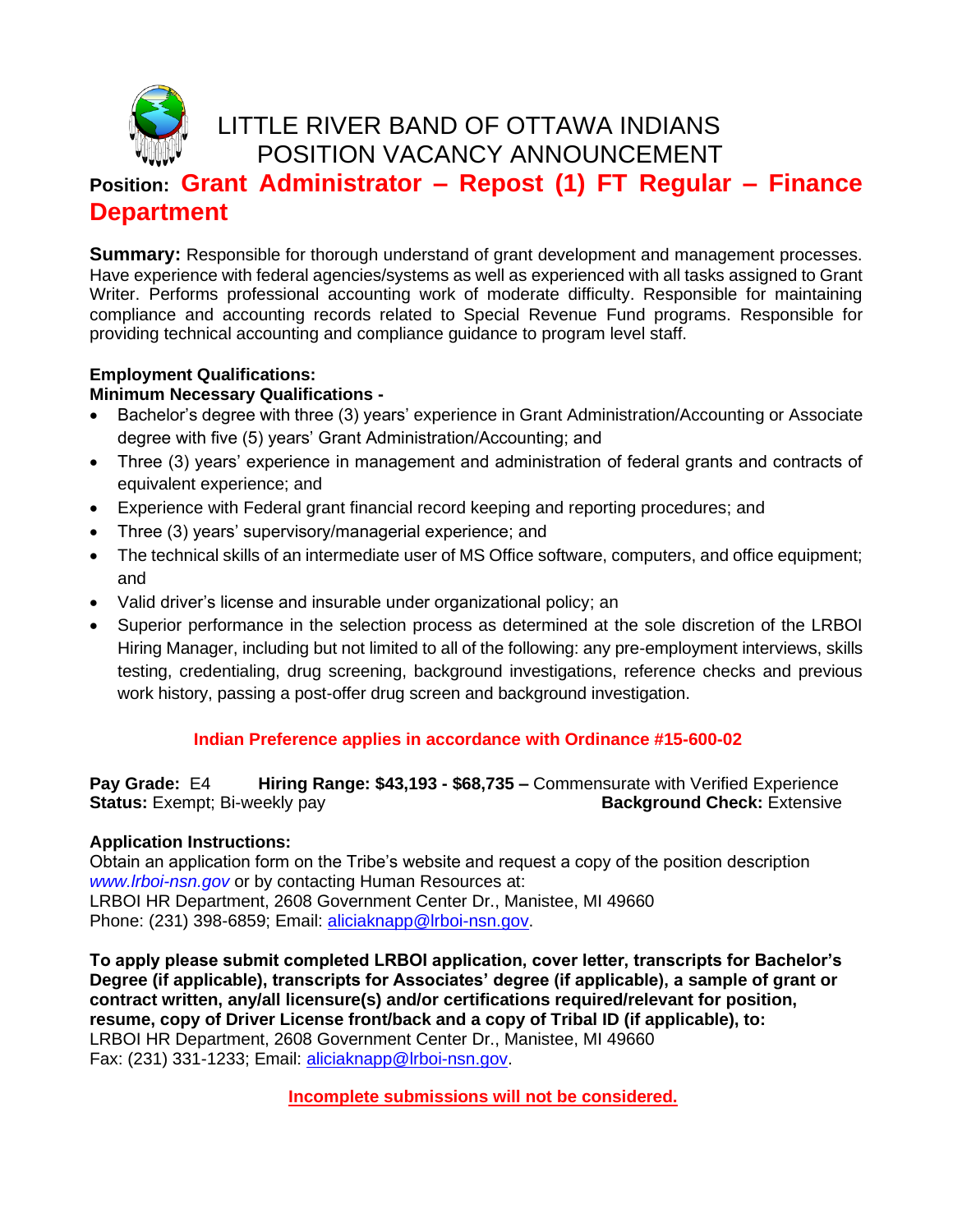# LITTLE RIVER BAND OF OTTAWA INDIANS
## POSITION VACANCY ANNOUNCEMENT

**Position: Grant Administrator – Repost (1) FT Regular – Finance Department**

**Summary:** Responsible for thorough understand of grant development and management processes. Have experience with federal agencies/systems as well as experienced with all tasks assigned to Grant Writer. Performs professional accounting work of moderate difficulty. Responsible for maintaining compliance and accounting records related to Special Revenue Fund programs. Responsible for providing technical accounting and compliance guidance to program level staff.

**Employment Qualifications:**
**Minimum Necessary Qualifications -**

- Bachelor's degree with three (3) years' experience in Grant Administration/Accounting or Associate degree with five (5) years' Grant Administration/Accounting; and
- Three (3) years' experience in management and administration of federal grants and contracts of equivalent experience; and
- Experience with Federal grant financial record keeping and reporting procedures; and
- Three (3) years' supervisory/managerial experience; and
- The technical skills of an intermediate user of MS Office software, computers, and office equipment; and
- Valid driver's license and insurable under organizational policy; an
- Superior performance in the selection process as determined at the sole discretion of the LRBOI Hiring Manager, including but not limited to all of the following: any pre-employment interviews, skills testing, credentialing, drug screening, background investigations, reference checks and previous work history, passing a post-offer drug screen and background investigation.

**Indian Preference applies in accordance with Ordinance #15-600-02**

**Pay Grade:** E4 **Hiring Range: $43,193 - $68,735 –** Commensurate with Verified Experience
**Status:** Exempt; Bi-weekly pay **Background Check:** Extensive

**Application Instructions:**
Obtain an application form on the Tribe's website and request a copy of the position description *www.lrboi-nsn.gov* or by contacting Human Resources at:
LRBOI HR Department, 2608 Government Center Dr., Manistee, MI 49660
Phone: (231) 398-6859; Email: aliciaknapp@lrboi-nsn.gov.

**To apply please submit completed LRBOI application, cover letter, transcripts for Bachelor's Degree (if applicable), transcripts for Associates' degree (if applicable), a sample of grant or contract written, any/all licensure(s) and/or certifications required/relevant for position, resume, copy of Driver License front/back and a copy of Tribal ID (if applicable), to:**
LRBOI HR Department, 2608 Government Center Dr., Manistee, MI 49660
Fax: (231) 331-1233; Email: aliciaknapp@lrboi-nsn.gov.

**Incomplete submissions will not be considered.**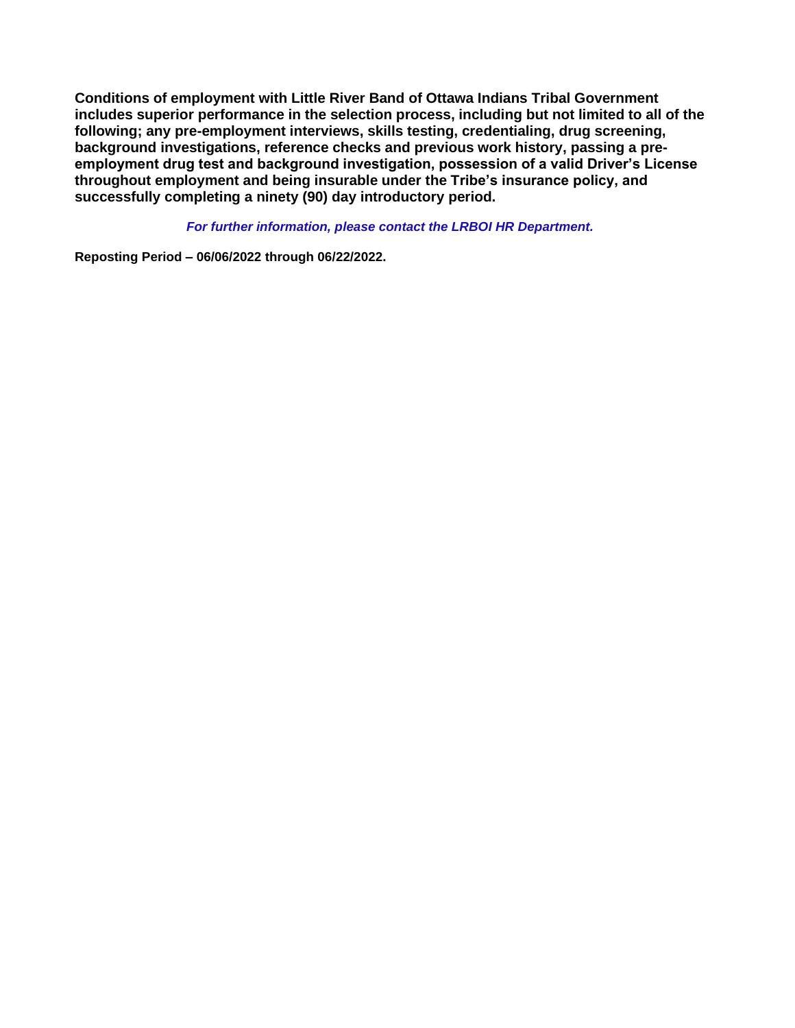**Conditions of employment with Little River Band of Ottawa Indians Tribal Government includes superior performance in the selection process, including but not limited to all of the following; any pre-employment interviews, skills testing, credentialing, drug screening, background investigations, reference checks and previous work history, passing a pre-employment drug test and background investigation, possession of a valid Driver's License throughout employment and being insurable under the Tribe's insurance policy, and successfully completing a ninety (90) day introductory period.**

***For further information, please contact the LRBOI HR Department.***

**Reposting Period – 06/06/2022 through 06/22/2022.**